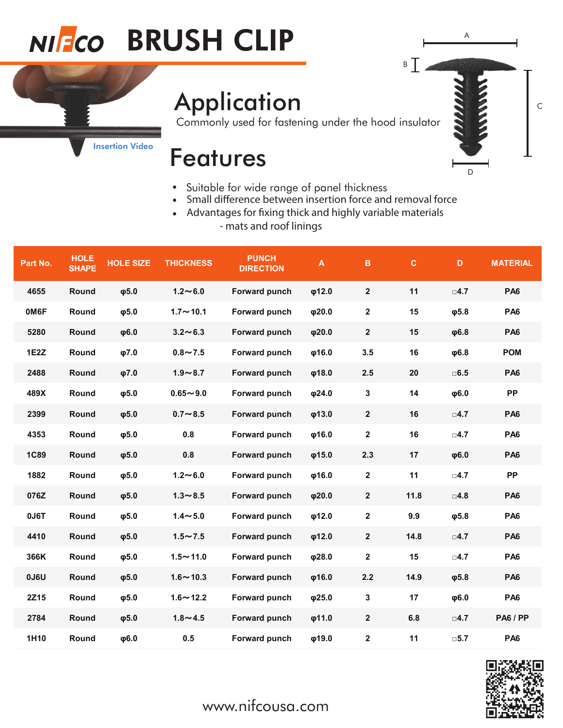# NIFCO BRUSH CLIP

Insertion Video

## Application

Commonly used for fastening under the hood insulator

## Features

- Suitable for wide range of panel thickness
- Small difference between insertion force and removal force
- Advantages for fixing thick and highly variable materials
  - mats and roof linings

| Part No. | HOLE SHAPE | HOLE SIZE | THICKNESS | PUNCH DIRECTION | A | B | C | D | MATERIAL |
|---|---|---|---|---|---|---|---|---|---|
| 4655 | Round | φ5.0 | 1.2～6.0 | Forward punch | φ12.0 | 2 | 11 | □4.7 | PA6 |
| 0M6F | Round | φ5.0 | 1.7～10.1 | Forward punch | φ20.0 | 2 | 15 | φ5.8 | PA6 |
| 5280 | Round | φ6.0 | 3.2～6.3 | Forward punch | φ20.0 | 2 | 15 | φ6.8 | PA6 |
| 1E2Z | Round | φ7.0 | 0.8～7.5 | Forward punch | φ16.0 | 3.5 | 16 | φ6.8 | POM |
| 2488 | Round | φ7.0 | 1.9～8.7 | Forward punch | φ18.0 | 2.5 | 20 | □6.5 | PA6 |
| 489X | Round | φ5.0 | 0.65～9.0 | Forward punch | φ24.0 | 3 | 14 | φ6.0 | PP |
| 2399 | Round | φ5.0 | 0.7～8.5 | Forward punch | φ13.0 | 2 | 16 | □4.7 | PA6 |
| 4353 | Round | φ5.0 | 0.8 | Forward punch | φ16.0 | 2 | 16 | □4.7 | PA6 |
| 1C89 | Round | φ5.0 | 0.8 | Forward punch | φ15.0 | 2.3 | 17 | φ6.0 | PA6 |
| 1882 | Round | φ5.0 | 1.2～6.0 | Forward punch | φ16.0 | 2 | 11 | □4.7 | PP |
| 076Z | Round | φ5.0 | 1.3～8.5 | Forward punch | φ20.0 | 2 | 11.8 | □4.8 | PA6 |
| 0J6T | Round | φ5.0 | 1.4～5.0 | Forward punch | φ12.0 | 2 | 9.9 | φ5.8 | PA6 |
| 4410 | Round | φ5.0 | 1.5～7.5 | Forward punch | φ12.0 | 2 | 14.8 | □4.7 | PA6 |
| 366K | Round | φ5.0 | 1.5～11.0 | Forward punch | φ28.0 | 2 | 15 | □4.7 | PA6 |
| 0J6U | Round | φ5.0 | 1.6～10.3 | Forward punch | φ16.0 | 2.2 | 14.9 | φ5.8 | PA6 |
| 2Z15 | Round | φ5.0 | 1.6～12.2 | Forward punch | φ25.0 | 3 | 17 | φ6.0 | PA6 |
| 2784 | Round | φ5.0 | 1.8～4.5 | Forward punch | φ11.0 | 2 | 6.8 | □4.7 | PA6 / PP |
| 1H10 | Round | φ6.0 | 0.5 | Forward punch | φ19.0 | 2 | 11 | □5.7 | PA6 |

www.nifcousa.com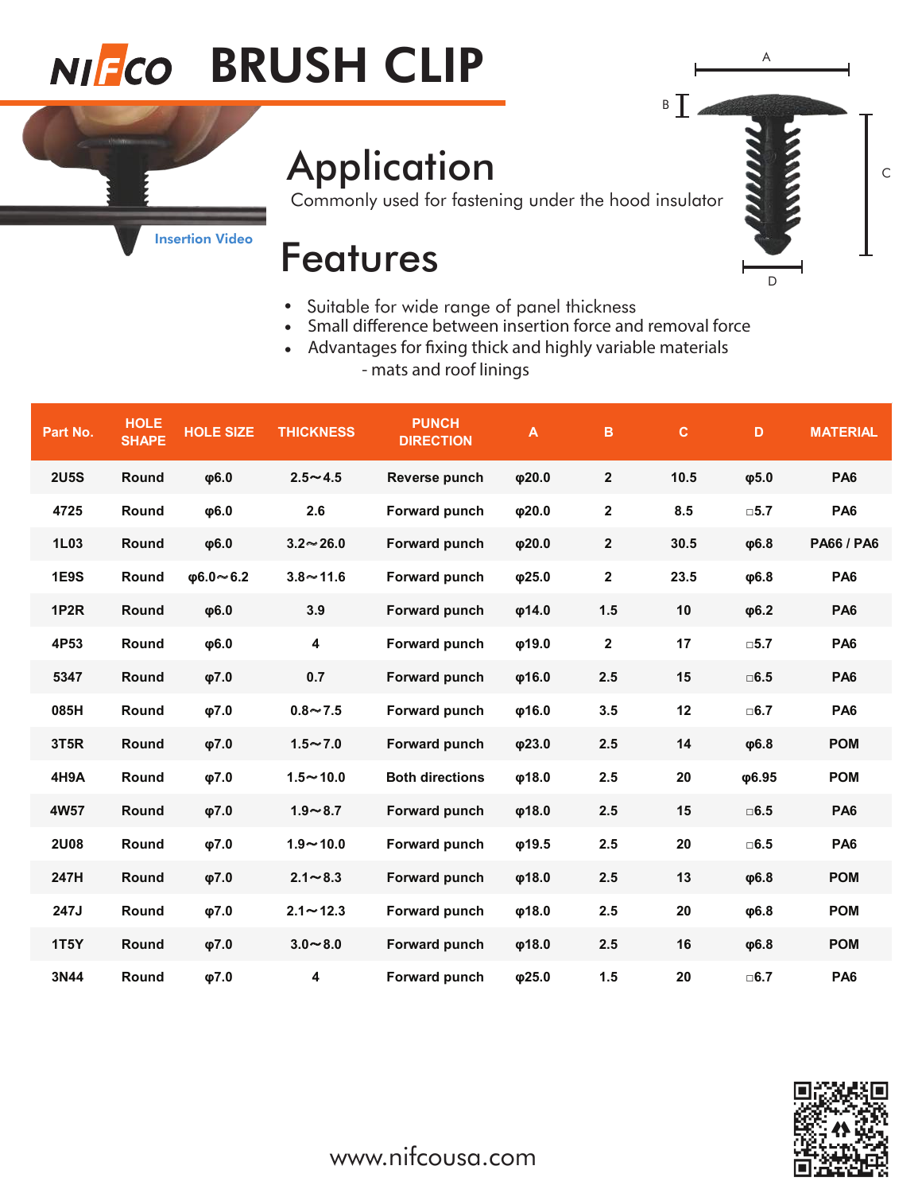# NIFCO BRUSH CLIP

Insertion Video

## Application

Commonly used for fastening under the hood insulator

## Features

- Suitable for wide range of panel thickness
- Small difference between insertion force and removal force
- Advantages for fixing thick and highly variable materials
  - mats and roof linings

A

B

C

D

| Part No. | HOLE SHAPE | HOLE SIZE | THICKNESS | PUNCH DIRECTION | A | B | C | D | MATERIAL |
|---|---|---|---|---|---|---|---|---|---|
| 2U5S | Round | φ6.0 | 2.5～4.5 | Reverse punch | φ20.0 | 2 | 10.5 | φ5.0 | PA6 |
| 4725 | Round | φ6.0 | 2.6 | Forward punch | φ20.0 | 2 | 8.5 | □5.7 | PA6 |
| 1L03 | Round | φ6.0 | 3.2～26.0 | Forward punch | φ20.0 | 2 | 30.5 | φ6.8 | PA66 / PA6 |
| 1E9S | Round | φ6.0～6.2 | 3.8～11.6 | Forward punch | φ25.0 | 2 | 23.5 | φ6.8 | PA6 |
| 1P2R | Round | φ6.0 | 3.9 | Forward punch | φ14.0 | 1.5 | 10 | φ6.2 | PA6 |
| 4P53 | Round | φ6.0 | 4 | Forward punch | φ19.0 | 2 | 17 | □5.7 | PA6 |
| 5347 | Round | φ7.0 | 0.7 | Forward punch | φ16.0 | 2.5 | 15 | □6.5 | PA6 |
| 085H | Round | φ7.0 | 0.8～7.5 | Forward punch | φ16.0 | 3.5 | 12 | □6.7 | PA6 |
| 3T5R | Round | φ7.0 | 1.5～7.0 | Forward punch | φ23.0 | 2.5 | 14 | φ6.8 | POM |
| 4H9A | Round | φ7.0 | 1.5～10.0 | Both directions | φ18.0 | 2.5 | 20 | φ6.95 | POM |
| 4W57 | Round | φ7.0 | 1.9～8.7 | Forward punch | φ18.0 | 2.5 | 15 | □6.5 | PA6 |
| 2U08 | Round | φ7.0 | 1.9～10.0 | Forward punch | φ19.5 | 2.5 | 20 | □6.5 | PA6 |
| 247H | Round | φ7.0 | 2.1～8.3 | Forward punch | φ18.0 | 2.5 | 13 | φ6.8 | POM |
| 247J | Round | φ7.0 | 2.1～12.3 | Forward punch | φ18.0 | 2.5 | 20 | φ6.8 | POM |
| 1T5Y | Round | φ7.0 | 3.0～8.0 | Forward punch | φ18.0 | 2.5 | 16 | φ6.8 | POM |
| 3N44 | Round | φ7.0 | 4 | Forward punch | φ25.0 | 1.5 | 20 | □6.7 | PA6 |

www.nifcousa.com